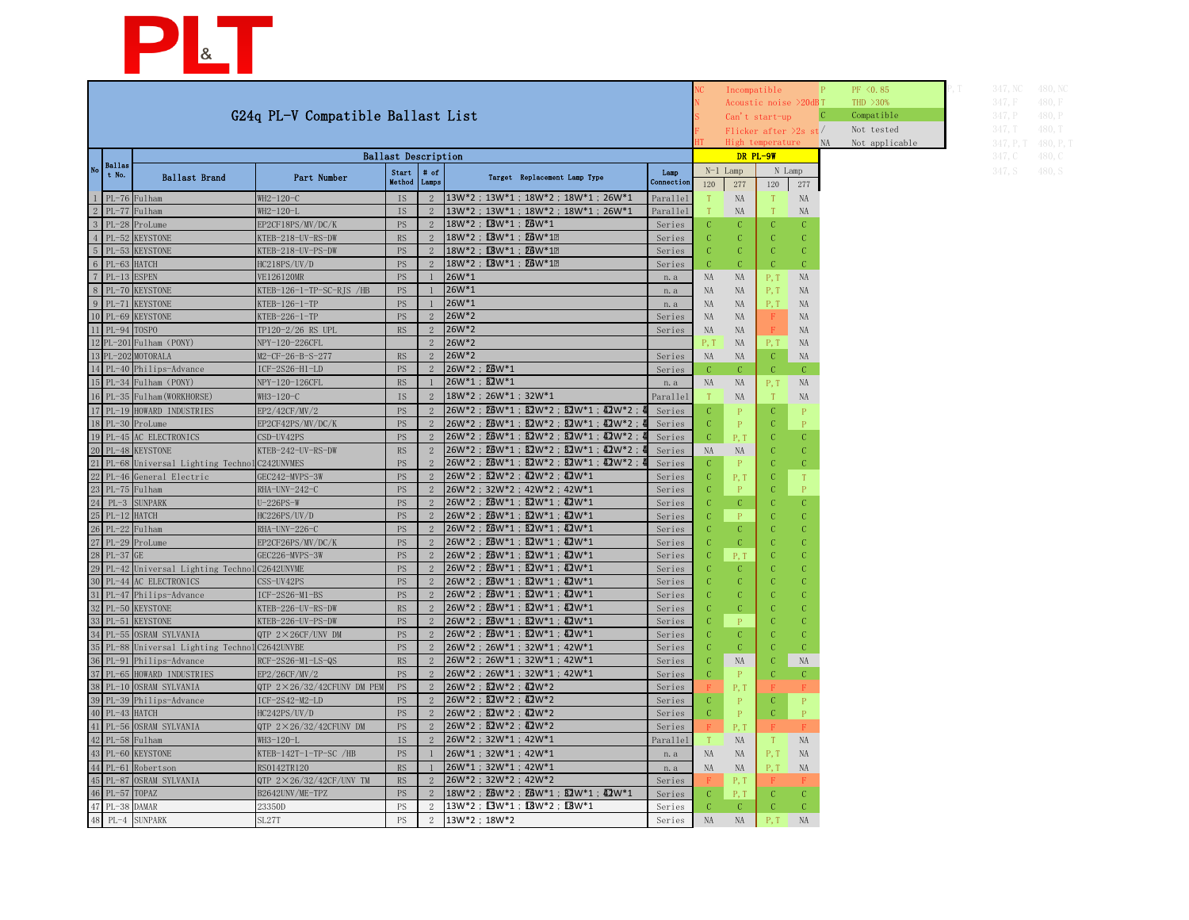# PL&T

## G24q PL-V Compatible Ballast List

| Code | Meaning | Code | Meaning |
|---|---|---|---|
| NC | Incompatible | P | PF <0.85 |
| N | Acoustic noise >20dB | T | THD >30% |
| S | Can't start-up | C | Compatible |
| F | Flicker after >2s st | / | Not tested |
| HT | High temperature | NA | Not applicable |

| No | Ballast No. | Ballast Brand | Part Number | Start Method | # of Lamps | Target Replacement Lamp Type | Lamp Connection | DR PL-9W N-1 Lamp 120 | DR PL-9W N-1 Lamp 277 | DR PL-9W N Lamp 120 | DR PL-9W N Lamp 277 |
|---|---|---|---|---|---|---|---|---|---|---|---|
| 1 | PL-76 | Fulham | WH2-120-C | IS | 2 | 13W*2；13W*1；18W*2；18W*1；26W*1 | Parallel | T | NA | T | NA |
| 2 | PL-77 | Fulham | WH2-120-L | IS | 2 | 13W*2；13W*1；18W*2；18W*1；26W*1 | Parallel | T | NA | T | NA |
| 3 | PL-28 | ProLume | EP2CF18PS/MV/DC/K | PS | 2 | 18W*2；13W*1；26W*1 | Series | C | C | C | C |
| 4 | PL-52 | KEYSTONE | KTEB-218-UV-RS-DW | RS | 2 | 18W*2；13W*1；26W*1 | Series | C | C | C | C |
| 5 | PL-53 | KEYSTONE | KTEB-218-UV-PS-DW | PS | 2 | 18W*2；13W*1；26W*1 | Series | C | C | C | C |
| 6 | PL-63 | HATCH | HC218PS/UV/D | PS | 2 | 18W*2；13W*1；26W*1 | Series | C | C | C | C |
| 7 | PL-13 | ESPEN | VE126120MR | PS | 1 | 26W*1 | n.a | NA | NA | P,T | NA |
| 8 | PL-70 | KEYSTONE | KTEB-126-1-TP-SC-RJS /HB | PS | 1 | 26W*1 | n.a | NA | NA | P,T | NA |
| 9 | PL-71 | KEYSTONE | KTEB-126-1-TP | PS | 1 | 26W*1 | n.a | NA | NA | P,T | NA |
| 10 | PL-69 | KEYSTONE | KTEB-226-1-TP | PS | 2 | 26W*2 | Series | NA | NA | F | NA |
| 11 | PL-94 | TOSPO | TP120-2/26 RS UPL | RS | 2 | 26W*2 | Series | NA | NA | F | NA |
| 12 | PL-201 | Fulham (PONY) | NPY-120-226CFL | | 2 | 26W*2 | | P,T | NA | P,T | NA |
| 13 | PL-202 | MOTORALA | M2-CF-26-B-S-277 | RS | 2 | 26W*2 | Series | NA | NA | C | NA |
| 14 | PL-40 | Philips-Advance | ICF-2S26-H1-LD | PS | 2 | 26W*2；26W*1 | Series | C | C | C | C |
| 15 | PL-34 | Fulham (PONY) | NPY-120-126CFL | RS | 1 | 26W*1；32W*1 | n.a | NA | NA | P,T | NA |
| 16 | PL-35 | Fulham(WORKHORSE) | WH3-120-C | IS | 2 | 18W*2；26W*1；32W*1 | Parallel | T | NA | T | NA |
| 17 | PL-19 | HOWARD INDUSTRIES | EP2/42CF/MV/2 | PS | 2 | 26W*2；26W*1；32W*2；32W*1；42W*2；4 | Series | C | P | C | P |
| 18 | PL-30 | ProLume | EP2CF42PS/MV/DC/K | PS | 2 | 26W*2；26W*1；32W*2；32W*1；42W*2；4 | Series | C | P | C | P |
| 19 | PL-45 | AC ELECTRONICS | CSD-UV42PS | PS | 2 | 26W*2；26W*1；32W*2；32W*1；42W*2；4 | Series | C | P,T | C | C |
| 20 | PL-48 | KEYSTONE | KTEB-242-UV-RS-DW | RS | 2 | 26W*2；26W*1；32W*2；32W*1；42W*2；4 | Series | NA | NA | C | C |
| 21 | PL-68 | Universal Lighting Technol | C242UNVMES | PS | 2 | 26W*2；26W*1；32W*2；32W*1；42W*2；4 | Series | C | P | C | C |
| 22 | PL-46 | General Electric | GEC242-MVPS-3W | PS | 2 | 26W*2；32W*2；42W*2；42W*1 | Series | C | P,T | C | T |
| 23 | PL-75 | Fulham | RHA-UNV-242-C | PS | 2 | 26W*2；32W*2；42W*2；42W*1 | Series | C | P | C | P |
| 24 | PL-3 | SUNPARK | U-226PS-W | PS | 2 | 26W*2；26W*1；32W*1；42W*1 | Series | C | C | C | C |
| 25 | PL-12 | HATCH | HC226PS/UV/D | PS | 2 | 26W*2；26W*1；32W*1；42W*1 | Series | C | P | C | C |
| 26 | PL-22 | Fulham | RHA-UNV-226-C | PS | 2 | 26W*2；26W*1；32W*1；42W*1 | Series | C | C | C | C |
| 27 | PL-29 | ProLume | EP2CF26PS/MV/DC/K | PS | 2 | 26W*2；26W*1；32W*1；42W*1 | Series | C | C | C | C |
| 28 | PL-37 | GE | GEC226-MVPS-3W | PS | 2 | 26W*2；26W*1；32W*1；42W*1 | Series | C | P,T | C | C |
| 29 | PL-42 | Universal Lighting Technol | C2642UNVME | PS | 2 | 26W*2；26W*1；32W*1；42W*1 | Series | C | C | C | C |
| 30 | PL-44 | AC ELECTRONICS | CSS-UV42PS | PS | 2 | 26W*2；26W*1；32W*1；42W*1 | Series | C | C | C | C |
| 31 | PL-47 | Philips-Advance | ICF-2S26-M1-BS | PS | 2 | 26W*2；26W*1；32W*1；42W*1 | Series | C | C | C | C |
| 32 | PL-50 | KEYSTONE | KTEB-226-UV-RS-DW | RS | 2 | 26W*2；26W*1；32W*1；42W*1 | Series | C | C | C | C |
| 33 | PL-51 | KEYSTONE | KTEB-226-UV-PS-DW | PS | 2 | 26W*2；26W*1；32W*1；42W*1 | Series | C | P | C | C |
| 34 | PL-55 | OSRAM SYLVANIA | QTP 2×26CF/UNV DM | PS | 2 | 26W*2；26W*1；32W*1；42W*1 | Series | C | C | C | C |
| 35 | PL-88 | Universal Lighting Technol | C2642UNVBE | PS | 2 | 26W*2；26W*1；32W*1；42W*1 | Series | C | C | C | C |
| 36 | PL-91 | Philips-Advance | RCF-2S26-M1-LS-QS | RS | 2 | 26W*2；26W*1；32W*1；42W*1 | Series | C | NA | C | NA |
| 37 | PL-65 | HOWARD INDUSTRIES | EP2/26CF/MV/2 | PS | 2 | 26W*2；26W*1；32W*1；42W*1 | Series | C | P | C | C |
| 38 | PL-10 | OSRAM SYLVANIA | QTP 2×26/32/42CFUNV DM PEM | PS | 2 | 26W*2；32W*2；42W*2 | Series | F | P,T | F | F |
| 39 | PL-39 | Philips-Advance | ICF-2S42-M2-LD | PS | 2 | 26W*2；32W*2；42W*2 | Series | C | P | C | P |
| 40 | PL-43 | HATCH | HC242PS/UV/D | PS | 2 | 26W*2；32W*2；42W*2 | Series | C | P | C | P |
| 41 | PL-56 | OSRAM SYLVANIA | QTP 2×26/32/42CFUNV DM | PS | 2 | 26W*2；32W*2；42W*2 | Series | F | P,T | F | F |
| 42 | PL-58 | Fulham | WH3-120-L | IS | 2 | 26W*2；32W*1；42W*1 | Parallel | T | NA | T | NA |
| 43 | PL-60 | KEYSTONE | KTEB-142T-1-TP-SC /HB | PS | 1 | 26W*1；32W*1；42W*1 | n.a | NA | NA | P,T | NA |
| 44 | PL-61 | Robertson | RS0142TR120 | RS | 1 | 26W*1；32W*1；42W*1 | n.a | NA | NA | P,T | NA |
| 45 | PL-87 | OSRAM SYLVANIA | QTP 2×26/32/42CF/UNV TM | RS | 2 | 26W*2；32W*2；42W*2 | Series | F | P,T | F | F |
| 46 | PL-57 | TOPAZ | B2642UNV/ME-TPZ | PS | 2 | 18W*2；26W*2；26W*1；32W*1；42W*1 | Series | C | P,T | C | C |
| 47 | PL-38 | DAMAR | 23350D | PS | 2 | 13W*2；13W*1；18W*2；18W*1 | Series | C | C | C | C |
| 48 | PL-4 | SUNPARK | SL27T | PS | 2 | 13W*2；18W*2 | Series | NA | NA | P,T | NA |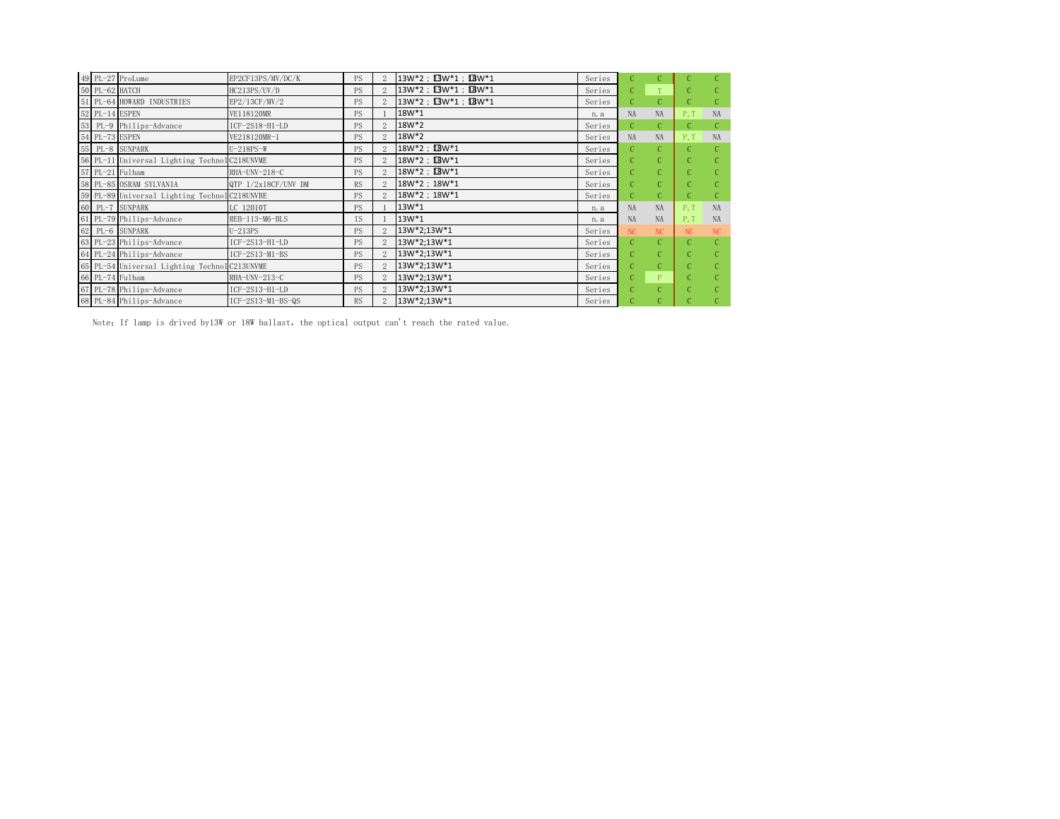| | | | | | | | | | | | | |
|---|---|---|---|---|---|---|---|---|---|---|---|---|
| 49 | PL-27 | ProLume | EP2CF13PS/MV/DC/K | PS | 2 | 13W*2；13W*1；18W*1 | Series | C | C | C | C |
| 50 | PL-62 | HATCH | HC213PS/UV/D | PS | 2 | 13W*2；13W*1；18W*1 | Series | C | T | C | C |
| 51 | PL-64 | HOWARD INDUSTRIES | EP2/13CF/MV/2 | PS | 2 | 13W*2；13W*1；18W*1 | Series | C | C | C | C |
| 52 | PL-14 | ESPEN | VE118120MR | PS | 1 | 18W*1 | n.a | NA | NA | P,T | NA |
| 53 | PL-9 | Philips-Advance | ICF-2S18-H1-LD | PS | 2 | 18W*2 | Series | C | C | C | C |
| 54 | PL-73 | ESPEN | VE218120MR-1 | PS | 2 | 18W*2 | Series | NA | NA | P,T | NA |
| 55 | PL-8 | SUNPARK | U-218PS-W | PS | 2 | 18W*2；13W*1 | Series | C | C | C | C |
| 56 | PL-11 | Universal Lighting Technol | C218UNVME | PS | 2 | 18W*2；13W*1 | Series | C | C | C | C |
| 57 | PL-21 | Fulham | RHA-UNV-218-C | PS | 2 | 18W*2；13W*1 | Series | C | C | C | C |
| 58 | PL-85 | OSRAM SYLVANIA | QTP 1/2x18CF/UNV DM | RS | 2 | 18W*2；18W*1 | Series | C | C | C | C |
| 59 | PL-89 | Universal Lighting Technol | C218UNVBE | PS | 2 | 18W*2；18W*1 | Series | C | C | C | C |
| 60 | PL-7 | SUNPARK | LC 12010T | PS | 1 | 13W*1 | n.a | NA | NA | P,T | NA |
| 61 | PL-79 | Philips-Advance | REB-113-M6-BLS | IS | 1 | 13W*1 | n.a | NA | NA | P,T | NA |
| 62 | PL-6 | SUNPARK | U-213PS | PS | 2 | 13W*2;13W*1 | Series | NC | NC | NC | NC |
| 63 | PL-23 | Philips-Advance | ICF-2S13-H1-LD | PS | 2 | 13W*2;13W*1 | Series | C | C | C | C |
| 64 | PL-24 | Philips-Advance | ICF-2S13-M1-BS | PS | 2 | 13W*2;13W*1 | Series | C | C | C | C |
| 65 | PL-54 | Universal Lighting Technol | C213UNVME | PS | 2 | 13W*2;13W*1 | Series | C | C | C | C |
| 66 | PL-74 | Fulham | RHA-UNV-213-C | PS | 2 | 13W*2;13W*1 | Series | C | P | C | C |
| 67 | PL-78 | Philips-Advance | ICF-2S13-H1-LD | PS | 2 | 13W*2;13W*1 | Series | C | C | C | C |
| 68 | PL-84 | Philips-Advance | ICF-2S13-M1-BS-QS | RS | 2 | 13W*2;13W*1 | Series | C | C | C | C |

Note：If lamp is drived by13W or 18W ballast, the optical output can't reach the rated value.